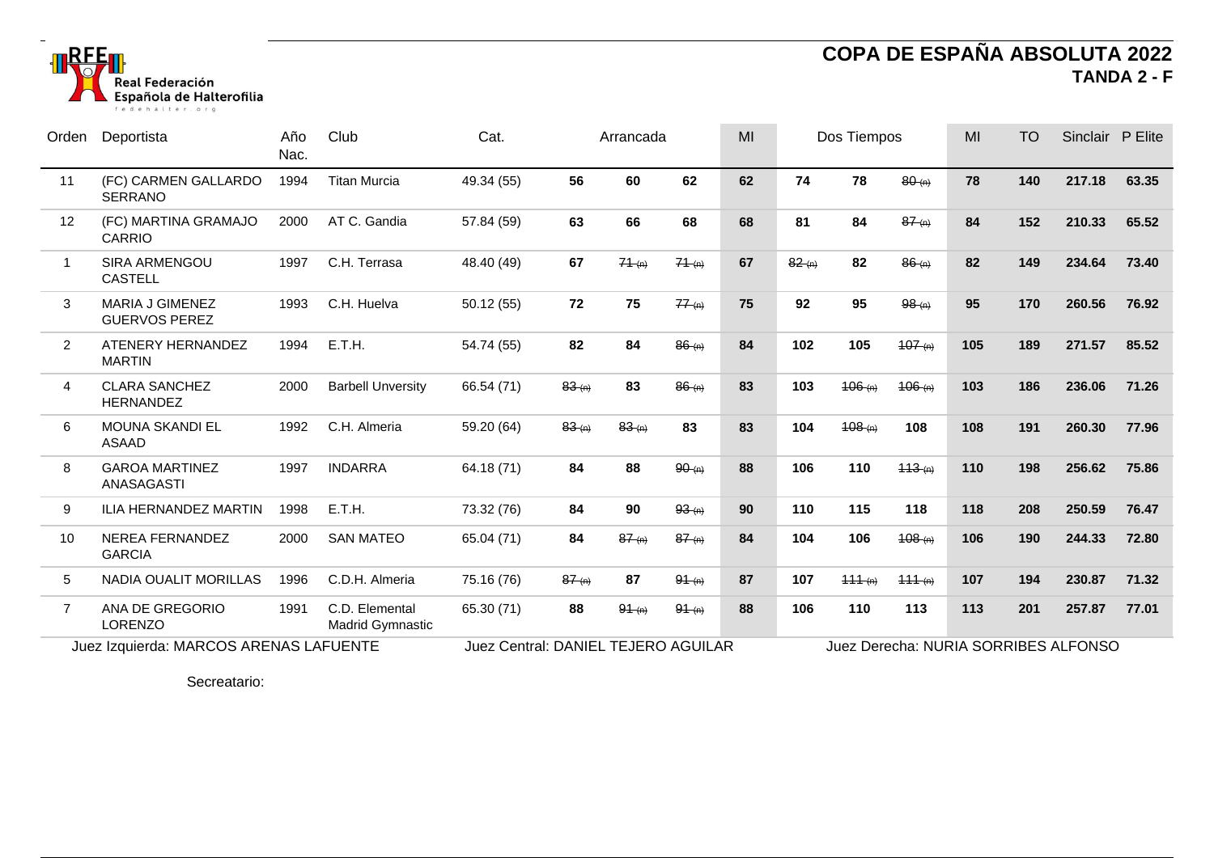**Real Federación Española de Halterofilia**

fedehalter.org

# COPA DE ESPAÑA ABSOLUTA 2022

## TANDA 2 - F

| Orden | Deportista | Año Nac. | Club | Cat. | Arrancada | | | MI | Dos Tiempos | | | MI | TO | Sinclair | P Elite |
|---|---|---|---|---|---|---|---|---|---|---|---|---|---|---|---|
| 11 | (FC) CARMEN GALLARDO SERRANO | 1994 | Titan Murcia | 49.34 (55) | **56** | **60** | **62** | **62** | **74** | **78** | ~~80~~ | **78** | **140** | **217.18** | **63.35** |
| 12 | (FC) MARTINA GRAMAJO CARRIO | 2000 | AT C. Gandia | 57.84 (59) | **63** | **66** | **68** | **68** | **81** | **84** | ~~87~~ | **84** | **152** | **210.33** | **65.52** |
| 1 | SIRA ARMENGOU CASTELL | 1997 | C.H. Terrasa | 48.40 (49) | **67** | ~~71~~ | ~~71~~ | **67** | ~~82~~ | **82** | ~~86~~ | **82** | **149** | **234.64** | **73.40** |
| 3 | MARIA J GIMENEZ GUERVOS PEREZ | 1993 | C.H. Huelva | 50.12 (55) | **72** | **75** | ~~77~~ | **75** | **92** | **95** | ~~98~~ | **95** | **170** | **260.56** | **76.92** |
| 2 | ATENERY HERNANDEZ MARTIN | 1994 | E.T.H. | 54.74 (55) | **82** | **84** | ~~86~~ | **84** | **102** | **105** | ~~107~~ | **105** | **189** | **271.57** | **85.52** |
| 4 | CLARA SANCHEZ HERNANDEZ | 2000 | Barbell Unversity | 66.54 (71) | ~~83~~ | **83** | ~~86~~ | **83** | **103** | ~~106~~ | ~~106~~ | **103** | **186** | **236.06** | **71.26** |
| 6 | MOUNA SKANDI EL ASAAD | 1992 | C.H. Almeria | 59.20 (64) | ~~83~~ | ~~83~~ | **83** | **83** | **104** | ~~108~~ | **108** | **108** | **191** | **260.30** | **77.96** |
| 8 | GAROA MARTINEZ ANASAGASTI | 1997 | INDARRA | 64.18 (71) | **84** | **88** | ~~90~~ | **88** | **106** | **110** | ~~113~~ | **110** | **198** | **256.62** | **75.86** |
| 9 | ILIA HERNANDEZ MARTIN | 1998 | E.T.H. | 73.32 (76) | **84** | **90** | ~~93~~ | **90** | **110** | **115** | **118** | **118** | **208** | **250.59** | **76.47** |
| 10 | NEREA FERNANDEZ GARCIA | 2000 | SAN MATEO | 65.04 (71) | **84** | ~~87~~ | ~~87~~ | **84** | **104** | **106** | ~~108~~ | **106** | **190** | **244.33** | **72.80** |
| 5 | NADIA OUALIT MORILLAS | 1996 | C.D.H. Almeria | 75.16 (76) | ~~87~~ | **87** | ~~91~~ | **87** | **107** | ~~111~~ | ~~111~~ | **107** | **194** | **230.87** | **71.32** |
| 7 | ANA DE GREGORIO LORENZO | 1991 | C.D. Elemental Madrid Gymnastic | 65.30 (71) | **88** | ~~91~~ | ~~91~~ | **88** | **106** | **110** | **113** | **113** | **201** | **257.87** | **77.01** |

Juez Izquierda: MARCOS ARENAS LAFUENTE — Juez Central: DANIEL TEJERO AGUILAR — Juez Derecha: NURIA SORRIBES ALFONSO

Secreatario: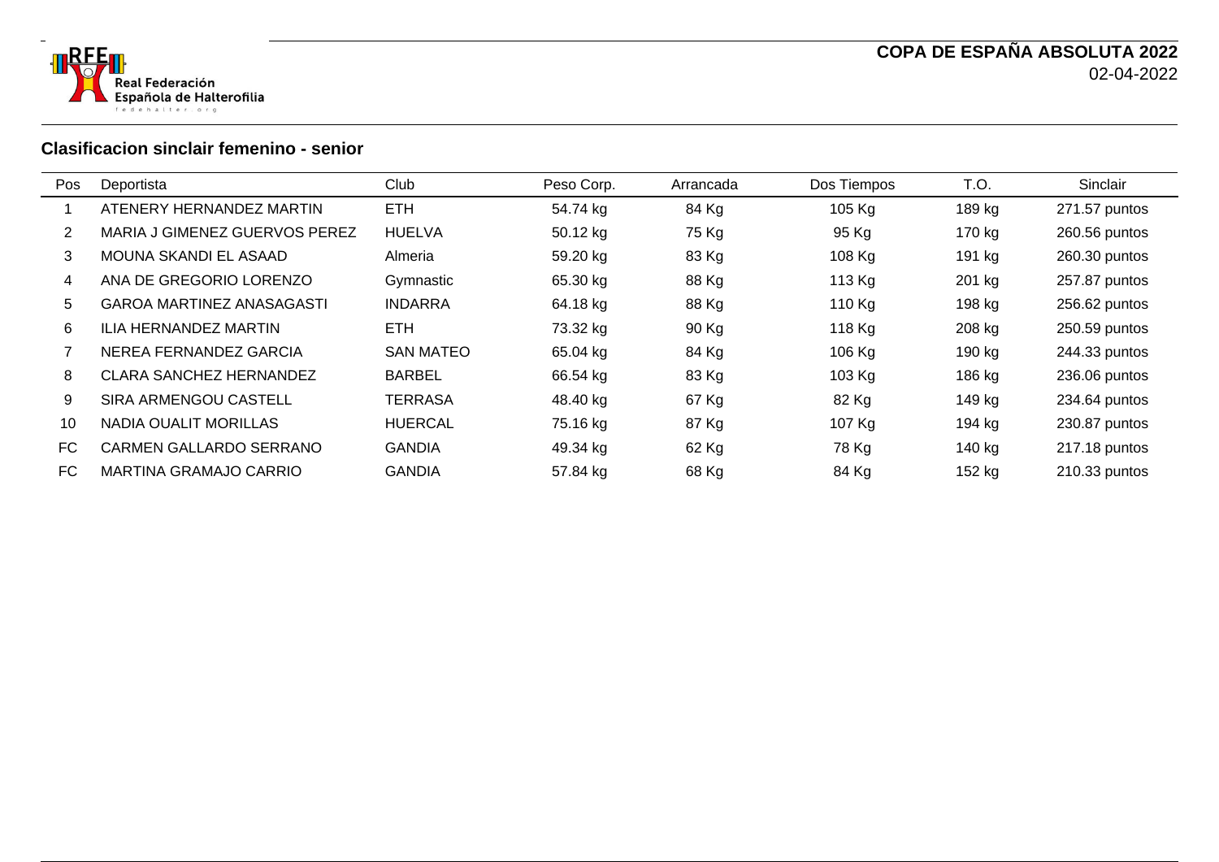**COPA DE ESPAÑA ABSOLUTA 2022**

02-04-2022

## Clasificacion sinclair femenino - senior

| Pos | Deportista | Club | Peso Corp. | Arrancada | Dos Tiempos | T.O. | Sinclair |
|---|---|---|---|---|---|---|---|
| 1 | ATENERY HERNANDEZ MARTIN | ETH | 54.74 kg | 84 Kg | 105 Kg | 189 kg | 271.57 puntos |
| 2 | MARIA J GIMENEZ GUERVOS PEREZ | HUELVA | 50.12 kg | 75 Kg | 95 Kg | 170 kg | 260.56 puntos |
| 3 | MOUNA SKANDI EL ASAAD | Almeria | 59.20 kg | 83 Kg | 108 Kg | 191 kg | 260.30 puntos |
| 4 | ANA DE GREGORIO LORENZO | Gymnastic | 65.30 kg | 88 Kg | 113 Kg | 201 kg | 257.87 puntos |
| 5 | GAROA MARTINEZ ANASAGASTI | INDARRA | 64.18 kg | 88 Kg | 110 Kg | 198 kg | 256.62 puntos |
| 6 | ILIA HERNANDEZ MARTIN | ETH | 73.32 kg | 90 Kg | 118 Kg | 208 kg | 250.59 puntos |
| 7 | NEREA FERNANDEZ GARCIA | SAN MATEO | 65.04 kg | 84 Kg | 106 Kg | 190 kg | 244.33 puntos |
| 8 | CLARA SANCHEZ HERNANDEZ | BARBEL | 66.54 kg | 83 Kg | 103 Kg | 186 kg | 236.06 puntos |
| 9 | SIRA ARMENGOU CASTELL | TERRASA | 48.40 kg | 67 Kg | 82 Kg | 149 kg | 234.64 puntos |
| 10 | NADIA OUALIT MORILLAS | HUERCAL | 75.16 kg | 87 Kg | 107 Kg | 194 kg | 230.87 puntos |
| FC | CARMEN GALLARDO SERRANO | GANDIA | 49.34 kg | 62 Kg | 78 Kg | 140 kg | 217.18 puntos |
| FC | MARTINA GRAMAJO CARRIO | GANDIA | 57.84 kg | 68 Kg | 84 Kg | 152 kg | 210.33 puntos |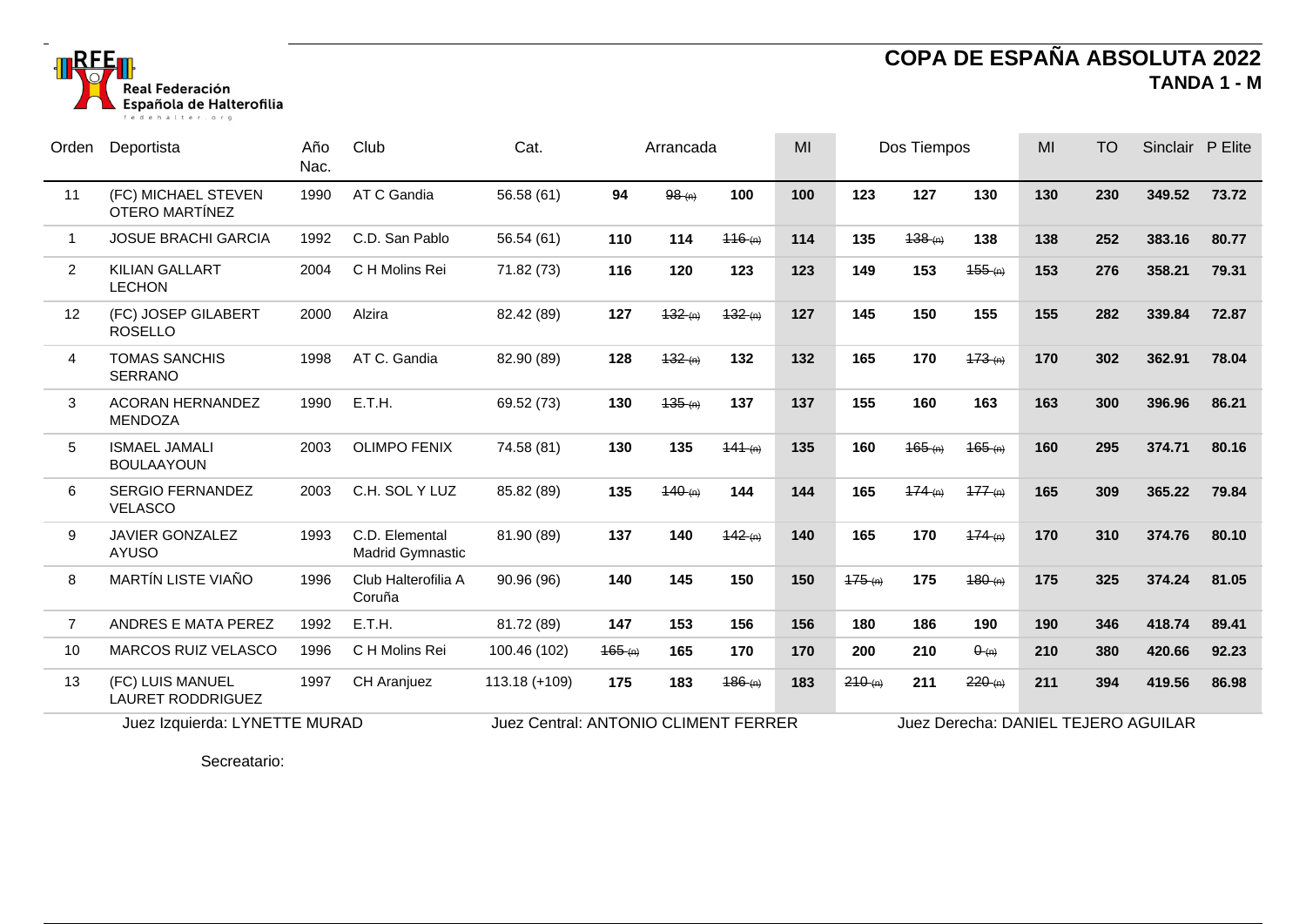# COPA DE ESPAÑA ABSOLUTA 2022

## TANDA 1 - M

| Orden | Deportista | Año Nac. | Club | Cat. | Arrancada | | | MI | Dos Tiempos | | | MI | TO | Sinclair | P Elite |
|---|---|---|---|---|---|---|---|---|---|---|---|---|---|---|---|
| 11 | (FC) MICHAEL STEVEN OTERO MARTÍNEZ | 1990 | AT C Gandia | 56.58 (61) | **94** | ~~98~~ (n) | **100** | **100** | **123** | **127** | **130** | **130** | **230** | **349.52** | **73.72** |
| 1 | JOSUE BRACHI GARCIA | 1992 | C.D. San Pablo | 56.54 (61) | **110** | **114** | ~~116~~ (n) | **114** | **135** | ~~138~~ (n) | **138** | **138** | **252** | **383.16** | **80.77** |
| 2 | KILIAN GALLART LECHON | 2004 | C H Molins Rei | 71.82 (73) | **116** | **120** | **123** | **123** | **149** | **153** | ~~155~~ (n) | **153** | **276** | **358.21** | **79.31** |
| 12 | (FC) JOSEP GILABERT ROSELLO | 2000 | Alzira | 82.42 (89) | **127** | ~~132~~ (n) | ~~132~~ (n) | **127** | **145** | **150** | **155** | **155** | **282** | **339.84** | **72.87** |
| 4 | TOMAS SANCHIS SERRANO | 1998 | AT C. Gandia | 82.90 (89) | **128** | ~~132~~ (n) | **132** | **132** | **165** | **170** | ~~173~~ (n) | **170** | **302** | **362.91** | **78.04** |
| 3 | ACORAN HERNANDEZ MENDOZA | 1990 | E.T.H. | 69.52 (73) | **130** | ~~135~~ (n) | **137** | **137** | **155** | **160** | **163** | **163** | **300** | **396.96** | **86.21** |
| 5 | ISMAEL JAMALI BOULAAYOUN | 2003 | OLIMPO FENIX | 74.58 (81) | **130** | **135** | ~~141~~ (n) | **135** | **160** | ~~165~~ (n) | ~~165~~ (n) | **160** | **295** | **374.71** | **80.16** |
| 6 | SERGIO FERNANDEZ VELASCO | 2003 | C.H. SOL Y LUZ | 85.82 (89) | **135** | ~~140~~ (n) | **144** | **144** | **165** | ~~174~~ (n) | ~~177~~ (n) | **165** | **309** | **365.22** | **79.84** |
| 9 | JAVIER GONZALEZ AYUSO | 1993 | C.D. Elemental Madrid Gymnastic | 81.90 (89) | **137** | **140** | ~~142~~ (n) | **140** | **165** | **170** | ~~174~~ (n) | **170** | **310** | **374.76** | **80.10** |
| 8 | MARTÍN LISTE VIAÑO | 1996 | Club Halterofilia A Coruña | 90.96 (96) | **140** | **145** | **150** | **150** | ~~175~~ (n) | **175** | ~~180~~ (n) | **175** | **325** | **374.24** | **81.05** |
| 7 | ANDRES E MATA PEREZ | 1992 | E.T.H. | 81.72 (89) | **147** | **153** | **156** | **156** | **180** | **186** | **190** | **190** | **346** | **418.74** | **89.41** |
| 10 | MARCOS RUIZ VELASCO | 1996 | C H Molins Rei | 100.46 (102) | ~~165~~ (n) | **165** | **170** | **170** | **200** | **210** | ~~0~~ (n) | **210** | **380** | **420.66** | **92.23** |
| 13 | (FC) LUIS MANUEL LAURET RODDRIGUEZ | 1997 | CH Aranjuez | 113.18 (+109) | **175** | **183** | ~~186~~ (n) | **183** | ~~210~~ (n) | **211** | ~~220~~ (n) | **211** | **394** | **419.56** | **86.98** |

Juez Izquierda: LYNETTE MURAD | Juez Central: ANTONIO CLIMENT FERRER | Juez Derecha: DANIEL TEJERO AGUILAR

Secreatario: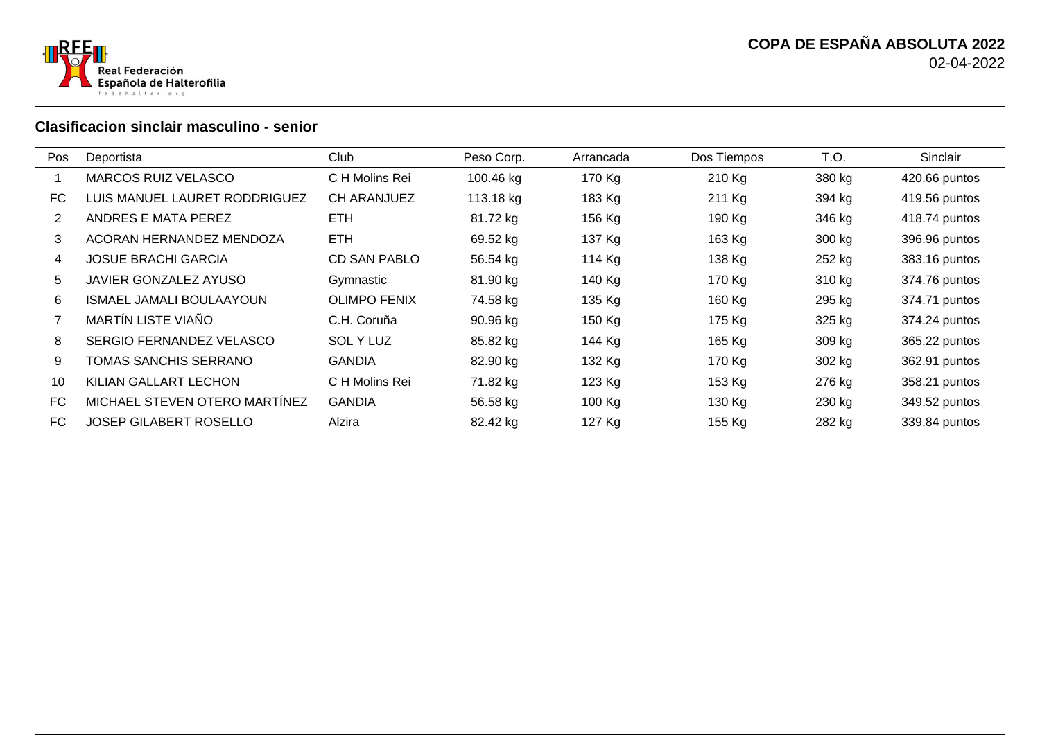Real Federación Española de Halterofilia

## COPA DE ESPAÑA ABSOLUTA 2022

02-04-2022

### Clasificacion sinclair masculino - senior

| Pos | Deportista | Club | Peso Corp. | Arrancada | Dos Tiempos | T.O. | Sinclair |
|---|---|---|---|---|---|---|---|
| 1 | MARCOS RUIZ VELASCO | C H Molins Rei | 100.46 kg | 170 Kg | 210 Kg | 380 kg | 420.66 puntos |
| FC | LUIS MANUEL LAURET RODDRIGUEZ | CH ARANJUEZ | 113.18 kg | 183 Kg | 211 Kg | 394 kg | 419.56 puntos |
| 2 | ANDRES E MATA PEREZ | ETH | 81.72 kg | 156 Kg | 190 Kg | 346 kg | 418.74 puntos |
| 3 | ACORAN HERNANDEZ MENDOZA | ETH | 69.52 kg | 137 Kg | 163 Kg | 300 kg | 396.96 puntos |
| 4 | JOSUE BRACHI GARCIA | CD SAN PABLO | 56.54 kg | 114 Kg | 138 Kg | 252 kg | 383.16 puntos |
| 5 | JAVIER GONZALEZ AYUSO | Gymnastic | 81.90 kg | 140 Kg | 170 Kg | 310 kg | 374.76 puntos |
| 6 | ISMAEL JAMALI BOULAAYOUN | OLIMPO FENIX | 74.58 kg | 135 Kg | 160 Kg | 295 kg | 374.71 puntos |
| 7 | MARTÍN LISTE VIAÑO | C.H. Coruña | 90.96 kg | 150 Kg | 175 Kg | 325 kg | 374.24 puntos |
| 8 | SERGIO FERNANDEZ VELASCO | SOL Y LUZ | 85.82 kg | 144 Kg | 165 Kg | 309 kg | 365.22 puntos |
| 9 | TOMAS SANCHIS SERRANO | GANDIA | 82.90 kg | 132 Kg | 170 Kg | 302 kg | 362.91 puntos |
| 10 | KILIAN GALLART LECHON | C H Molins Rei | 71.82 kg | 123 Kg | 153 Kg | 276 kg | 358.21 puntos |
| FC | MICHAEL STEVEN OTERO MARTÍNEZ | GANDIA | 56.58 kg | 100 Kg | 130 Kg | 230 kg | 349.52 puntos |
| FC | JOSEP GILABERT ROSELLO | Alzira | 82.42 kg | 127 Kg | 155 Kg | 282 kg | 339.84 puntos |